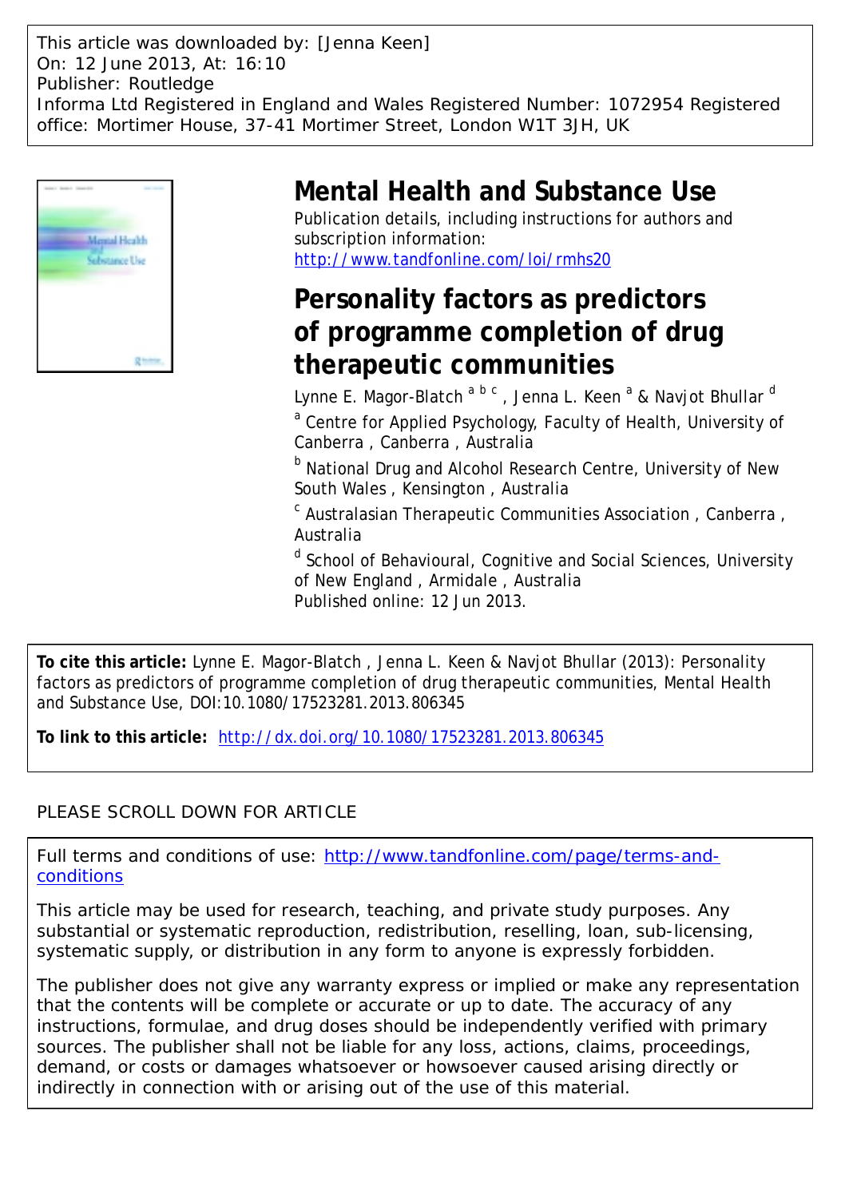This article was downloaded by: [Jenna Keen]
On: 12 June 2013, At: 16:10
Publisher: Routledge
Informa Ltd Registered in England and Wales Registered Number: 1072954 Registered office: Mortimer House, 37-41 Mortimer Street, London W1T 3JH, UK

# Mental Health and Substance Use

Publication details, including instructions for authors and subscription information:
http://www.tandfonline.com/loi/rmhs20

# Personality factors as predictors of programme completion of drug therapeutic communities

Lynne E. Magor-Blatch [a b c] , Jenna L. Keen [a] & Navjot Bhullar [d]

[a] Centre for Applied Psychology, Faculty of Health, University of Canberra , Canberra , Australia

[b] National Drug and Alcohol Research Centre, University of New South Wales , Kensington , Australia

[c] Australasian Therapeutic Communities Association , Canberra , Australia

[d] School of Behavioural, Cognitive and Social Sciences, University of New England , Armidale , Australia

Published online: 12 Jun 2013.

**To cite this article:** Lynne E. Magor-Blatch , Jenna L. Keen & Navjot Bhullar (2013): Personality factors as predictors of programme completion of drug therapeutic communities, Mental Health and Substance Use, DOI:10.1080/17523281.2013.806345

**To link to this article:** http://dx.doi.org/10.1080/17523281.2013.806345

PLEASE SCROLL DOWN FOR ARTICLE

Full terms and conditions of use: http://www.tandfonline.com/page/terms-and-conditions

This article may be used for research, teaching, and private study purposes. Any substantial or systematic reproduction, redistribution, reselling, loan, sub-licensing, systematic supply, or distribution in any form to anyone is expressly forbidden.

The publisher does not give any warranty express or implied or make any representation that the contents will be complete or accurate or up to date. The accuracy of any instructions, formulae, and drug doses should be independently verified with primary sources. The publisher shall not be liable for any loss, actions, claims, proceedings, demand, or costs or damages whatsoever or howsoever caused arising directly or indirectly in connection with or arising out of the use of this material.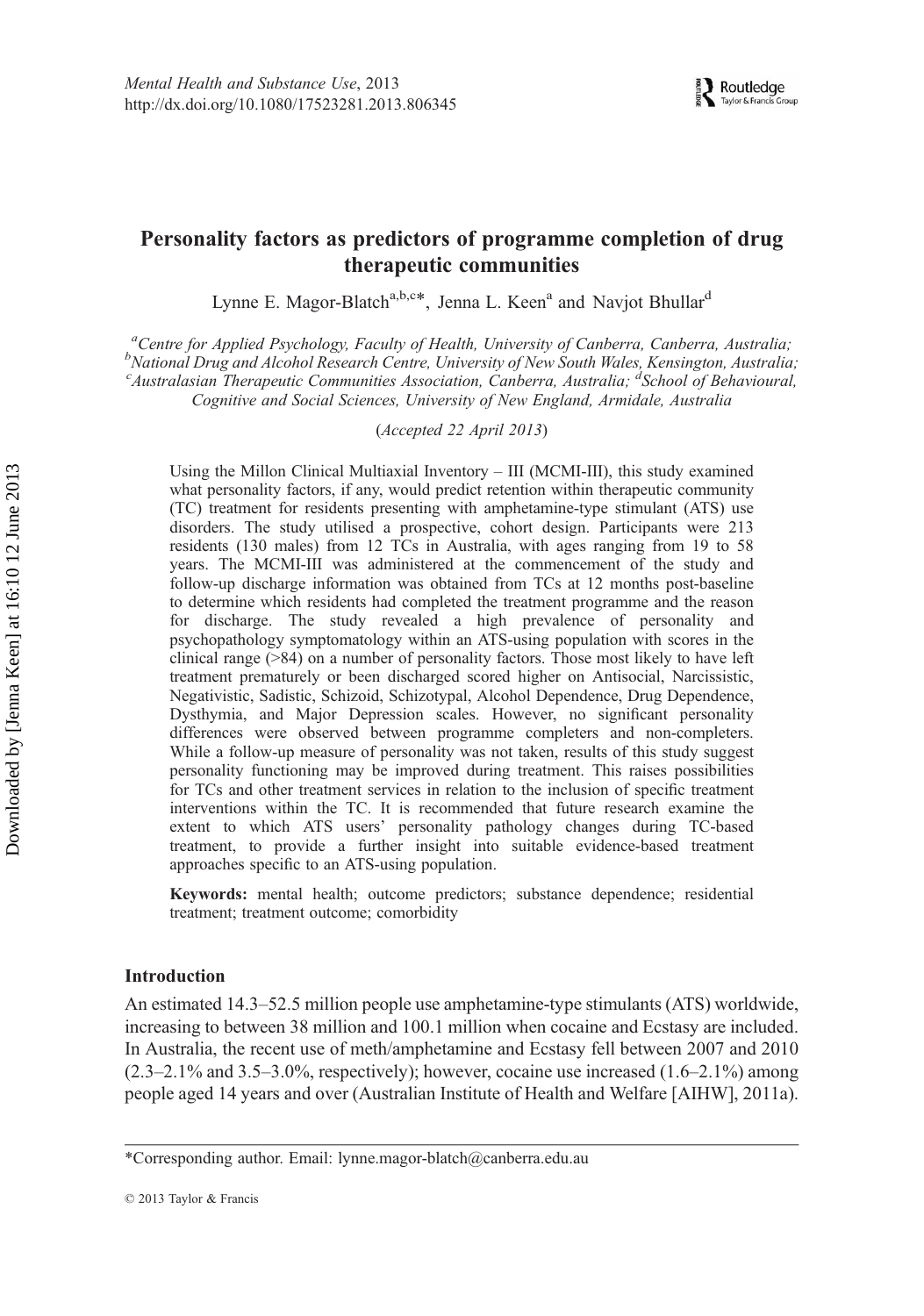# Personality factors as predictors of programme completion of drug therapeutic communities

Lynne E. Magor-Blatch[a,b,c]*, Jenna L. Keen[a] and Navjot Bhullar[d]

[a]*Centre for Applied Psychology, Faculty of Health, University of Canberra, Canberra, Australia;* [b]*National Drug and Alcohol Research Centre, University of New South Wales, Kensington, Australia;* [c]*Australasian Therapeutic Communities Association, Canberra, Australia;* [d]*School of Behavioural, Cognitive and Social Sciences, University of New England, Armidale, Australia*

(*Accepted 22 April 2013*)

Using the Millon Clinical Multiaxial Inventory – III (MCMI-III), this study examined what personality factors, if any, would predict retention within therapeutic community (TC) treatment for residents presenting with amphetamine-type stimulant (ATS) use disorders. The study utilised a prospective, cohort design. Participants were 213 residents (130 males) from 12 TCs in Australia, with ages ranging from 19 to 58 years. The MCMI-III was administered at the commencement of the study and follow-up discharge information was obtained from TCs at 12 months post-baseline to determine which residents had completed the treatment programme and the reason for discharge. The study revealed a high prevalence of personality and psychopathology symptomatology within an ATS-using population with scores in the clinical range (>84) on a number of personality factors. Those most likely to have left treatment prematurely or been discharged scored higher on Antisocial, Narcissistic, Negativistic, Sadistic, Schizoid, Schizotypal, Alcohol Dependence, Drug Dependence, Dysthymia, and Major Depression scales. However, no significant personality differences were observed between programme completers and non-completers. While a follow-up measure of personality was not taken, results of this study suggest personality functioning may be improved during treatment. This raises possibilities for TCs and other treatment services in relation to the inclusion of specific treatment interventions within the TC. It is recommended that future research examine the extent to which ATS users' personality pathology changes during TC-based treatment, to provide a further insight into suitable evidence-based treatment approaches specific to an ATS-using population.

**Keywords:** mental health; outcome predictors; substance dependence; residential treatment; treatment outcome; comorbidity

## Introduction

An estimated 14.3–52.5 million people use amphetamine-type stimulants (ATS) worldwide, increasing to between 38 million and 100.1 million when cocaine and Ecstasy are included. In Australia, the recent use of meth/amphetamine and Ecstasy fell between 2007 and 2010 (2.3–2.1% and 3.5–3.0%, respectively); however, cocaine use increased (1.6–2.1%) among people aged 14 years and over (Australian Institute of Health and Welfare [AIHW], 2011a).

*Corresponding author. Email: lynne.magor-blatch@canberra.edu.au

© 2013 Taylor & Francis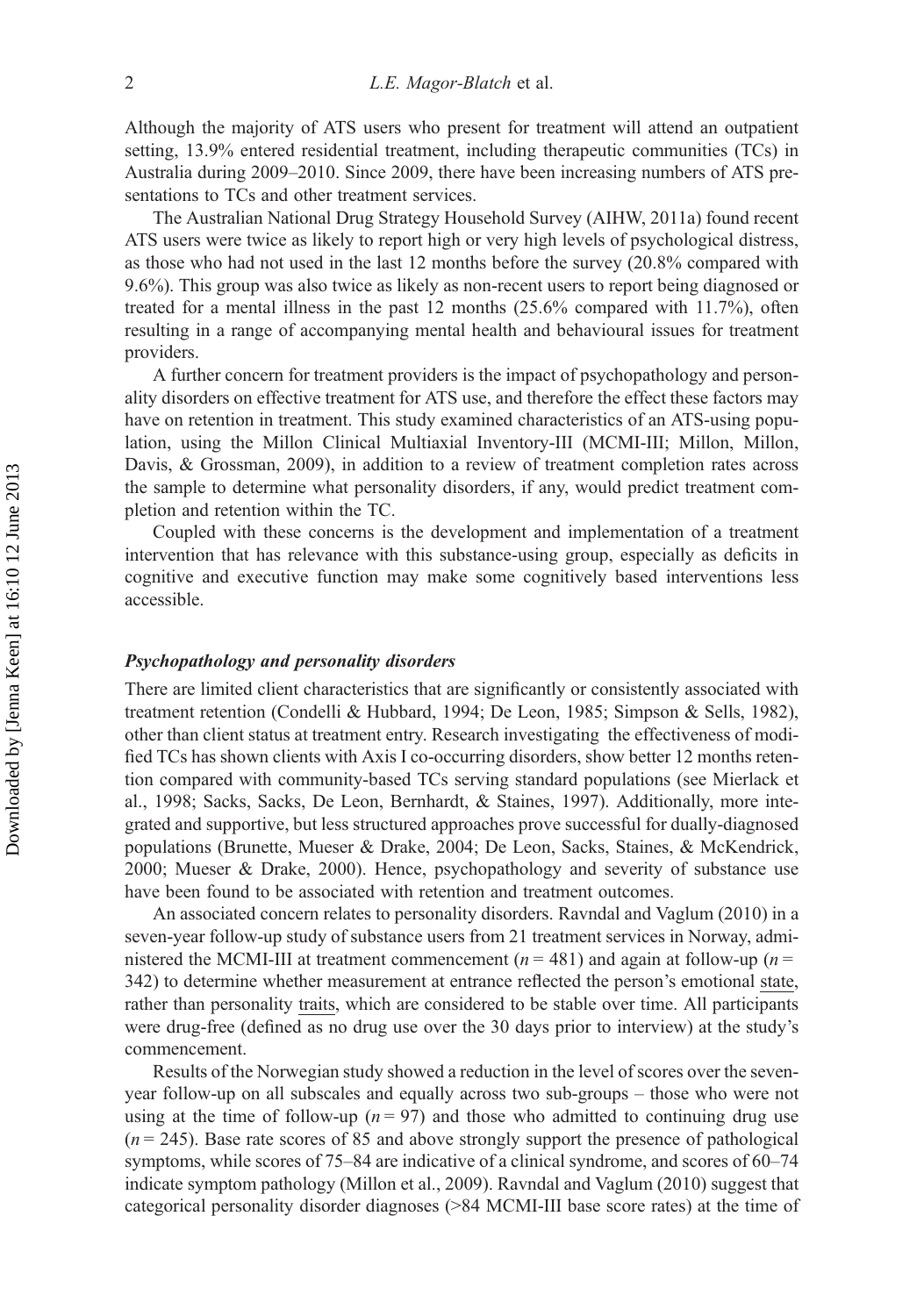Although the majority of ATS users who present for treatment will attend an outpatient setting, 13.9% entered residential treatment, including therapeutic communities (TCs) in Australia during 2009–2010. Since 2009, there have been increasing numbers of ATS presentations to TCs and other treatment services.

The Australian National Drug Strategy Household Survey (AIHW, 2011a) found recent ATS users were twice as likely to report high or very high levels of psychological distress, as those who had not used in the last 12 months before the survey (20.8% compared with 9.6%). This group was also twice as likely as non-recent users to report being diagnosed or treated for a mental illness in the past 12 months (25.6% compared with 11.7%), often resulting in a range of accompanying mental health and behavioural issues for treatment providers.

A further concern for treatment providers is the impact of psychopathology and personality disorders on effective treatment for ATS use, and therefore the effect these factors may have on retention in treatment. This study examined characteristics of an ATS-using population, using the Millon Clinical Multiaxial Inventory-III (MCMI-III; Millon, Millon, Davis, & Grossman, 2009), in addition to a review of treatment completion rates across the sample to determine what personality disorders, if any, would predict treatment completion and retention within the TC.

Coupled with these concerns is the development and implementation of a treatment intervention that has relevance with this substance-using group, especially as deficits in cognitive and executive function may make some cognitively based interventions less accessible.

### *Psychopathology and personality disorders*

There are limited client characteristics that are significantly or consistently associated with treatment retention (Condelli & Hubbard, 1994; De Leon, 1985; Simpson & Sells, 1982), other than client status at treatment entry. Research investigating the effectiveness of modified TCs has shown clients with Axis I co-occurring disorders, show better 12 months retention compared with community-based TCs serving standard populations (see Mierlack et al., 1998; Sacks, Sacks, De Leon, Bernhardt, & Staines, 1997). Additionally, more integrated and supportive, but less structured approaches prove successful for dually-diagnosed populations (Brunette, Mueser & Drake, 2004; De Leon, Sacks, Staines, & McKendrick, 2000; Mueser & Drake, 2000). Hence, psychopathology and severity of substance use have been found to be associated with retention and treatment outcomes.

An associated concern relates to personality disorders. Ravndal and Vaglum (2010) in a seven-year follow-up study of substance users from 21 treatment services in Norway, administered the MCMI-III at treatment commencement ($n = 481$) and again at follow-up ($n = 342$) to determine whether measurement at entrance reflected the person's emotional state, rather than personality traits, which are considered to be stable over time. All participants were drug-free (defined as no drug use over the 30 days prior to interview) at the study's commencement.

Results of the Norwegian study showed a reduction in the level of scores over the seven-year follow-up on all subscales and equally across two sub-groups – those who were not using at the time of follow-up ($n = 97$) and those who admitted to continuing drug use ($n = 245$). Base rate scores of 85 and above strongly support the presence of pathological symptoms, while scores of 75–84 are indicative of a clinical syndrome, and scores of 60–74 indicate symptom pathology (Millon et al., 2009). Ravndal and Vaglum (2010) suggest that categorical personality disorder diagnoses (>84 MCMI-III base score rates) at the time of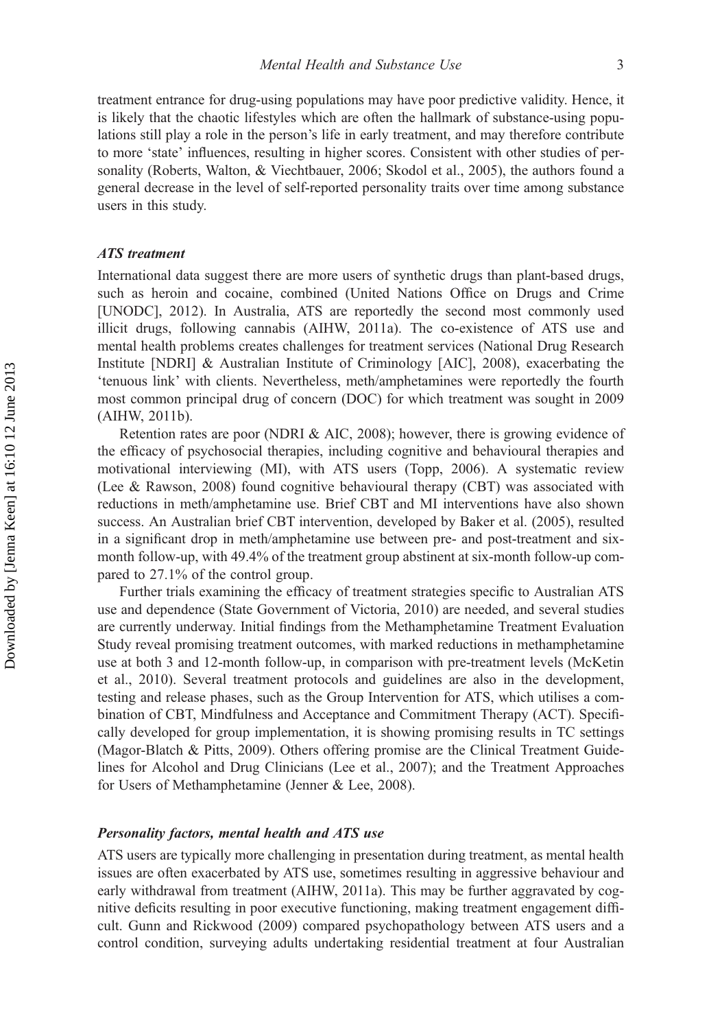treatment entrance for drug-using populations may have poor predictive validity. Hence, it is likely that the chaotic lifestyles which are often the hallmark of substance-using populations still play a role in the person's life in early treatment, and may therefore contribute to more 'state' influences, resulting in higher scores. Consistent with other studies of personality (Roberts, Walton, & Viechtbauer, 2006; Skodol et al., 2005), the authors found a general decrease in the level of self-reported personality traits over time among substance users in this study.

### *ATS treatment*

International data suggest there are more users of synthetic drugs than plant-based drugs, such as heroin and cocaine, combined (United Nations Office on Drugs and Crime [UNODC], 2012). In Australia, ATS are reportedly the second most commonly used illicit drugs, following cannabis (AIHW, 2011a). The co-existence of ATS use and mental health problems creates challenges for treatment services (National Drug Research Institute [NDRI] & Australian Institute of Criminology [AIC], 2008), exacerbating the 'tenuous link' with clients. Nevertheless, meth/amphetamines were reportedly the fourth most common principal drug of concern (DOC) for which treatment was sought in 2009 (AIHW, 2011b).

Retention rates are poor (NDRI & AIC, 2008); however, there is growing evidence of the efficacy of psychosocial therapies, including cognitive and behavioural therapies and motivational interviewing (MI), with ATS users (Topp, 2006). A systematic review (Lee & Rawson, 2008) found cognitive behavioural therapy (CBT) was associated with reductions in meth/amphetamine use. Brief CBT and MI interventions have also shown success. An Australian brief CBT intervention, developed by Baker et al. (2005), resulted in a significant drop in meth/amphetamine use between pre- and post-treatment and six-month follow-up, with 49.4% of the treatment group abstinent at six-month follow-up compared to 27.1% of the control group.

Further trials examining the efficacy of treatment strategies specific to Australian ATS use and dependence (State Government of Victoria, 2010) are needed, and several studies are currently underway. Initial findings from the Methamphetamine Treatment Evaluation Study reveal promising treatment outcomes, with marked reductions in methamphetamine use at both 3 and 12-month follow-up, in comparison with pre-treatment levels (McKetin et al., 2010). Several treatment protocols and guidelines are also in the development, testing and release phases, such as the Group Intervention for ATS, which utilises a combination of CBT, Mindfulness and Acceptance and Commitment Therapy (ACT). Specifically developed for group implementation, it is showing promising results in TC settings (Magor-Blatch & Pitts, 2009). Others offering promise are the Clinical Treatment Guidelines for Alcohol and Drug Clinicians (Lee et al., 2007); and the Treatment Approaches for Users of Methamphetamine (Jenner & Lee, 2008).

### ***Personality factors, mental health and ATS use***

ATS users are typically more challenging in presentation during treatment, as mental health issues are often exacerbated by ATS use, sometimes resulting in aggressive behaviour and early withdrawal from treatment (AIHW, 2011a). This may be further aggravated by cognitive deficits resulting in poor executive functioning, making treatment engagement difficult. Gunn and Rickwood (2009) compared psychopathology between ATS users and a control condition, surveying adults undertaking residential treatment at four Australian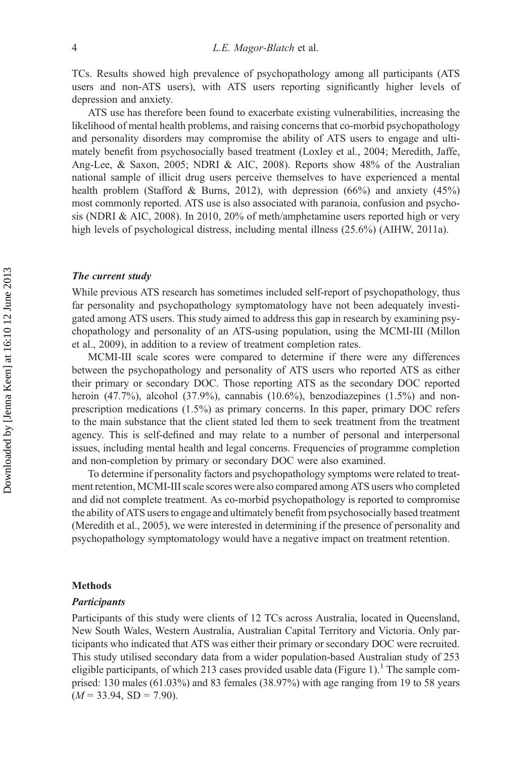TCs. Results showed high prevalence of psychopathology among all participants (ATS users and non-ATS users), with ATS users reporting significantly higher levels of depression and anxiety.

ATS use has therefore been found to exacerbate existing vulnerabilities, increasing the likelihood of mental health problems, and raising concerns that co-morbid psychopathology and personality disorders may compromise the ability of ATS users to engage and ultimately benefit from psychosocially based treatment (Loxley et al., 2004; Meredith, Jaffe, Ang-Lee, & Saxon, 2005; NDRI & AIC, 2008). Reports show 48% of the Australian national sample of illicit drug users perceive themselves to have experienced a mental health problem (Stafford & Burns, 2012), with depression (66%) and anxiety (45%) most commonly reported. ATS use is also associated with paranoia, confusion and psychosis (NDRI & AIC, 2008). In 2010, 20% of meth/amphetamine users reported high or very high levels of psychological distress, including mental illness (25.6%) (AIHW, 2011a).

### *The current study*

While previous ATS research has sometimes included self-report of psychopathology, thus far personality and psychopathology symptomatology have not been adequately investigated among ATS users. This study aimed to address this gap in research by examining psychopathology and personality of an ATS-using population, using the MCMI-III (Millon et al., 2009), in addition to a review of treatment completion rates.

MCMI-III scale scores were compared to determine if there were any differences between the psychopathology and personality of ATS users who reported ATS as either their primary or secondary DOC. Those reporting ATS as the secondary DOC reported heroin (47.7%), alcohol (37.9%), cannabis (10.6%), benzodiazepines (1.5%) and non-prescription medications (1.5%) as primary concerns. In this paper, primary DOC refers to the main substance that the client stated led them to seek treatment from the treatment agency. This is self-defined and may relate to a number of personal and interpersonal issues, including mental health and legal concerns. Frequencies of programme completion and non-completion by primary or secondary DOC were also examined.

To determine if personality factors and psychopathology symptoms were related to treatment retention, MCMI-III scale scores were also compared among ATS users who completed and did not complete treatment. As co-morbid psychopathology is reported to compromise the ability of ATS users to engage and ultimately benefit from psychosocially based treatment (Meredith et al., 2005), we were interested in determining if the presence of personality and psychopathology symptomatology would have a negative impact on treatment retention.

## Methods

### *Participants*

Participants of this study were clients of 12 TCs across Australia, located in Queensland, New South Wales, Western Australia, Australian Capital Territory and Victoria. Only participants who indicated that ATS was either their primary or secondary DOC were recruited. This study utilised secondary data from a wider population-based Australian study of 253 eligible participants, of which 213 cases provided usable data (Figure 1).[1] The sample comprised: 130 males (61.03%) and 83 females (38.97%) with age ranging from 19 to 58 years ($M = 33.94$, $SD = 7.90$).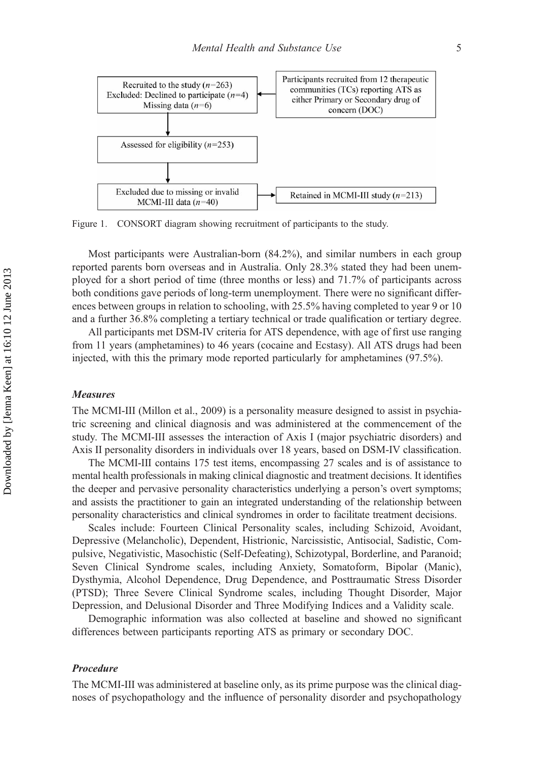Recruited to the study ($n$=263)
Excluded: Declined to participate ($n$=4)
Missing data ($n$=6)

Participants recruited from 12 therapeutic communities (TCs) reporting ATS as either Primary or Secondary drug of concern (DOC)

Assessed for eligibility ($n$=253)

Excluded due to missing or invalid MCMI-III data ($n$=40)

Retained in MCMI-III study ($n$=213)

Figure 1. CONSORT diagram showing recruitment of participants to the study.

Most participants were Australian-born (84.2%), and similar numbers in each group reported parents born overseas and in Australia. Only 28.3% stated they had been unemployed for a short period of time (three months or less) and 71.7% of participants across both conditions gave periods of long-term unemployment. There were no significant differences between groups in relation to schooling, with 25.5% having completed to year 9 or 10 and a further 36.8% completing a tertiary technical or trade qualification or tertiary degree.

All participants met DSM-IV criteria for ATS dependence, with age of first use ranging from 11 years (amphetamines) to 46 years (cocaine and Ecstasy). All ATS drugs had been injected, with this the primary mode reported particularly for amphetamines (97.5%).

### *Measures*

The MCMI-III (Millon et al., 2009) is a personality measure designed to assist in psychiatric screening and clinical diagnosis and was administered at the commencement of the study. The MCMI-III assesses the interaction of Axis I (major psychiatric disorders) and Axis II personality disorders in individuals over 18 years, based on DSM-IV classification.

The MCMI-III contains 175 test items, encompassing 27 scales and is of assistance to mental health professionals in making clinical diagnostic and treatment decisions. It identifies the deeper and pervasive personality characteristics underlying a person's overt symptoms; and assists the practitioner to gain an integrated understanding of the relationship between personality characteristics and clinical syndromes in order to facilitate treatment decisions.

Scales include: Fourteen Clinical Personality scales, including Schizoid, Avoidant, Depressive (Melancholic), Dependent, Histrionic, Narcissistic, Antisocial, Sadistic, Compulsive, Negativistic, Masochistic (Self-Defeating), Schizotypal, Borderline, and Paranoid; Seven Clinical Syndrome scales, including Anxiety, Somatoform, Bipolar (Manic), Dysthymia, Alcohol Dependence, Drug Dependence, and Posttraumatic Stress Disorder (PTSD); Three Severe Clinical Syndrome scales, including Thought Disorder, Major Depression, and Delusional Disorder and Three Modifying Indices and a Validity scale.

Demographic information was also collected at baseline and showed no significant differences between participants reporting ATS as primary or secondary DOC.

### *Procedure*

The MCMI-III was administered at baseline only, as its prime purpose was the clinical diagnoses of psychopathology and the influence of personality disorder and psychopathology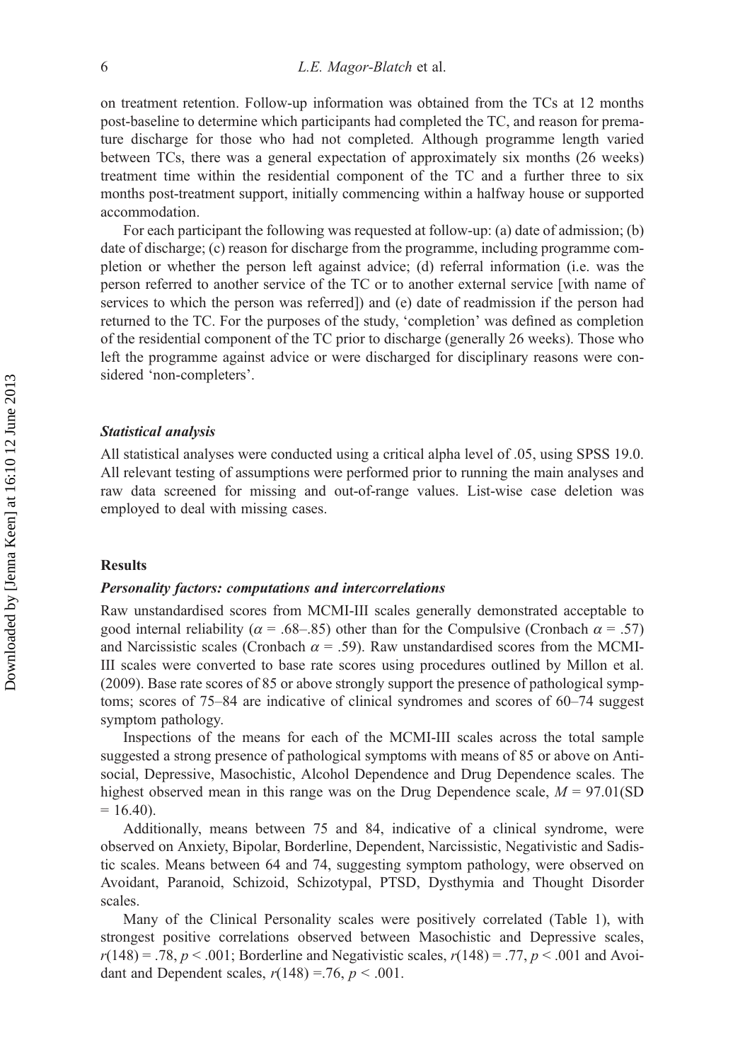on treatment retention. Follow-up information was obtained from the TCs at 12 months post-baseline to determine which participants had completed the TC, and reason for premature discharge for those who had not completed. Although programme length varied between TCs, there was a general expectation of approximately six months (26 weeks) treatment time within the residential component of the TC and a further three to six months post-treatment support, initially commencing within a halfway house or supported accommodation.

For each participant the following was requested at follow-up: (a) date of admission; (b) date of discharge; (c) reason for discharge from the programme, including programme completion or whether the person left against advice; (d) referral information (i.e. was the person referred to another service of the TC or to another external service [with name of services to which the person was referred]) and (e) date of readmission if the person had returned to the TC. For the purposes of the study, 'completion' was defined as completion of the residential component of the TC prior to discharge (generally 26 weeks). Those who left the programme against advice or were discharged for disciplinary reasons were considered 'non-completers'.

### *Statistical analysis*

All statistical analyses were conducted using a critical alpha level of .05, using SPSS 19.0. All relevant testing of assumptions were performed prior to running the main analyses and raw data screened for missing and out-of-range values. List-wise case deletion was employed to deal with missing cases.

## Results

### *Personality factors: computations and intercorrelations*

Raw unstandardised scores from MCMI-III scales generally demonstrated acceptable to good internal reliability ($\alpha$ = .68–.85) other than for the Compulsive (Cronbach $\alpha$ = .57) and Narcissistic scales (Cronbach $\alpha$ = .59). Raw unstandardised scores from the MCMI-III scales were converted to base rate scores using procedures outlined by Millon et al. (2009). Base rate scores of 85 or above strongly support the presence of pathological symptoms; scores of 75–84 are indicative of clinical syndromes and scores of 60–74 suggest symptom pathology.

Inspections of the means for each of the MCMI-III scales across the total sample suggested a strong presence of pathological symptoms with means of 85 or above on Antisocial, Depressive, Masochistic, Alcohol Dependence and Drug Dependence scales. The highest observed mean in this range was on the Drug Dependence scale, $M$ = 97.01(SD = 16.40).

Additionally, means between 75 and 84, indicative of a clinical syndrome, were observed on Anxiety, Bipolar, Borderline, Dependent, Narcissistic, Negativistic and Sadistic scales. Means between 64 and 74, suggesting symptom pathology, were observed on Avoidant, Paranoid, Schizoid, Schizotypal, PTSD, Dysthymia and Thought Disorder scales.

Many of the Clinical Personality scales were positively correlated (Table 1), with strongest positive correlations observed between Masochistic and Depressive scales, $r(148) = .78, p < .001$; Borderline and Negativistic scales, $r(148) = .77, p < .001$ and Avoidant and Dependent scales, $r(148) = .76, p < .001$.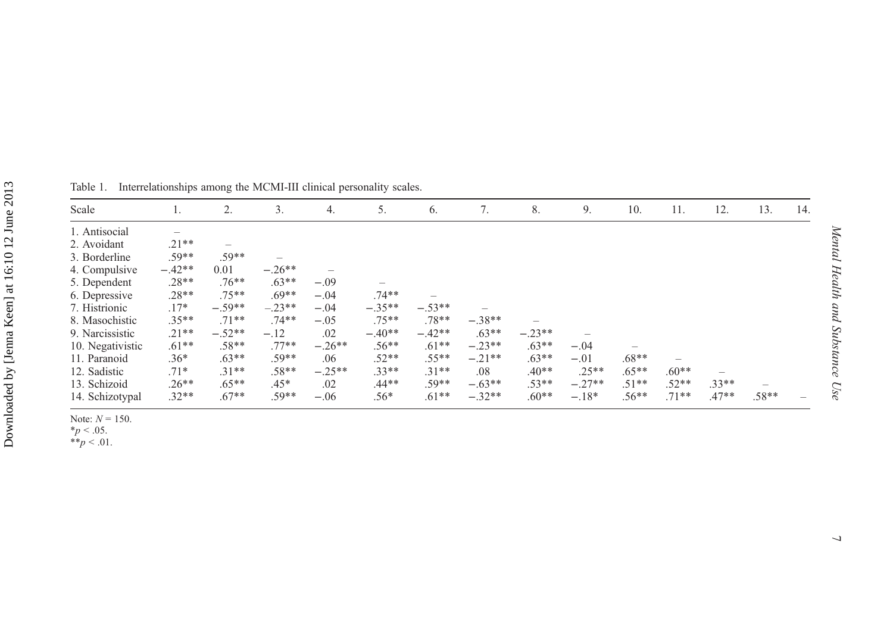Table 1. Interrelationships among the MCMI-III clinical personality scales.

| Scale | 1. | 2. | 3. | 4. | 5. | 6. | 7. | 8. | 9. | 10. | 11. | 12. | 13. | 14. |
|---|---|---|---|---|---|---|---|---|---|---|---|---|---|---|
| 1. Antisocial | – | | | | | | | | | | | | | |
| 2. Avoidant | .21** | – | | | | | | | | | | | | |
| 3. Borderline | .59** | .59** | – | | | | | | | | | | | |
| 4. Compulsive | −.42** | 0.01 | −.26** | – | | | | | | | | | | |
| 5. Dependent | .28** | .76** | .63** | −.09 | – | | | | | | | | | |
| 6. Depressive | .28** | .75** | .69** | −.04 | .74** | – | | | | | | | | |
| 7. Histrionic | .17* | −.59** | −.23** | −.04 | −.35** | −.53** | – | | | | | | | |
| 8. Masochistic | .35** | .71** | .74** | −.05 | .75** | .78** | −.38** | – | | | | | | |
| 9. Narcissistic | .21** | −.52** | −.12 | .02 | −.40** | −.42** | .63** | −.23** | – | | | | | |
| 10. Negativistic | .61** | .58** | .77** | −.26** | .56** | .61** | −.23** | .63** | −.04 | – | | | | |
| 11. Paranoid | .36* | .63** | .59** | .06 | .52** | .55** | −.21** | .63** | −.01 | .68** | – | | | |
| 12. Sadistic | .71* | .31** | .58** | −.25** | .33** | .31** | .08 | .40** | .25** | .65** | .60** | – | | |
| 13. Schizoid | .26** | .65** | .45* | .02 | .44** | .59** | −.63** | .53** | −.27** | .51** | .52** | .33** | – | |
| 14. Schizotypal | .32** | .67** | .59** | −.06 | .56* | .61** | −.32** | .60** | −.18* | .56** | .71** | .47** | .58** | – |

Note: $N = 150$.
$^{*}p < .05$.
$^{**}p < .01$.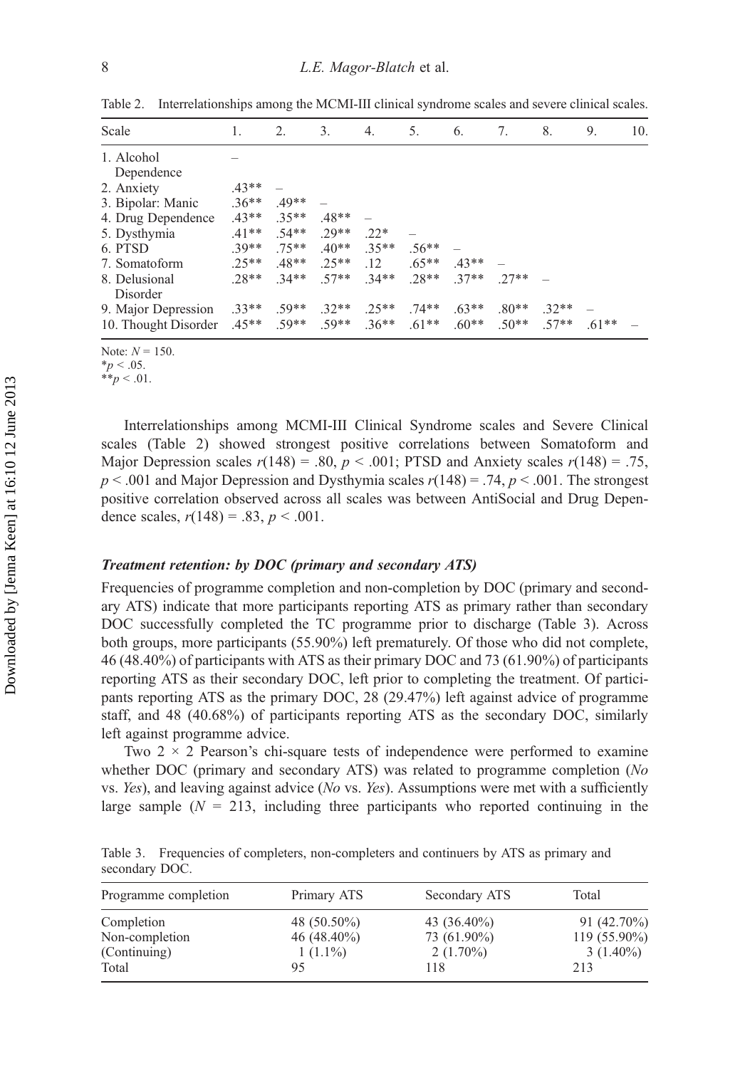Table 2. Interrelationships among the MCMI-III clinical syndrome scales and severe clinical scales.

| Scale | 1. | 2. | 3. | 4. | 5. | 6. | 7. | 8. | 9. | 10. |
|---|---|---|---|---|---|---|---|---|---|---|
| 1. Alcohol Dependence | – | | | | | | | | | |
| 2. Anxiety | .43** | – | | | | | | | | |
| 3. Bipolar: Manic | .36** | .49** | – | | | | | | | |
| 4. Drug Dependence | .43** | .35** | .48** | – | | | | | | |
| 5. Dysthymia | .41** | .54** | .29** | .22* | – | | | | | |
| 6. PTSD | .39** | .75** | .40** | .35** | .56** | – | | | | |
| 7. Somatoform | .25** | .48** | .25** | .12 | .65** | .43** | – | | | |
| 8. Delusional Disorder | .28** | .34** | .57** | .34** | .28** | .37** | .27** | – | | |
| 9. Major Depression | .33** | .59** | .32** | .25** | .74** | .63** | .80** | .32** | – | |
| 10. Thought Disorder | .45** | .59** | .59** | .36** | .61** | .60** | .50** | .57** | .61** | – |

Note: $N = 150$.
*$p < .05$.
**$p < .01$.

Interrelationships among MCMI-III Clinical Syndrome scales and Severe Clinical scales (Table 2) showed strongest positive correlations between Somatoform and Major Depression scales $r(148) = .80$, $p < .001$; PTSD and Anxiety scales $r(148) = .75$, $p < .001$ and Major Depression and Dysthymia scales $r(148) = .74$, $p < .001$. The strongest positive correlation observed across all scales was between AntiSocial and Drug Dependence scales, $r(148) = .83$, $p < .001$.

### *Treatment retention: by DOC (primary and secondary ATS)*

Frequencies of programme completion and non-completion by DOC (primary and secondary ATS) indicate that more participants reporting ATS as primary rather than secondary DOC successfully completed the TC programme prior to discharge (Table 3). Across both groups, more participants (55.90%) left prematurely. Of those who did not complete, 46 (48.40%) of participants with ATS as their primary DOC and 73 (61.90%) of participants reporting ATS as their secondary DOC, left prior to completing the treatment. Of participants reporting ATS as the primary DOC, 28 (29.47%) left against advice of programme staff, and 48 (40.68%) of participants reporting ATS as the secondary DOC, similarly left against programme advice.

Two $2 \times 2$ Pearson's chi-square tests of independence were performed to examine whether DOC (primary and secondary ATS) was related to programme completion (*No* vs. *Yes*), and leaving against advice (*No* vs. *Yes*). Assumptions were met with a sufficiently large sample ($N = 213$, including three participants who reported continuing in the

Table 3. Frequencies of completers, non-completers and continuers by ATS as primary and secondary DOC.

| Programme completion | Primary ATS | Secondary ATS | Total |
|---|---|---|---|
| Completion | 48 (50.50%) | 43 (36.40%) | 91 (42.70%) |
| Non-completion | 46 (48.40%) | 73 (61.90%) | 119 (55.90%) |
| (Continuing) | 1 (1.1%) | 2 (1.70%) | 3 (1.40%) |
| Total | 95 | 118 | 213 |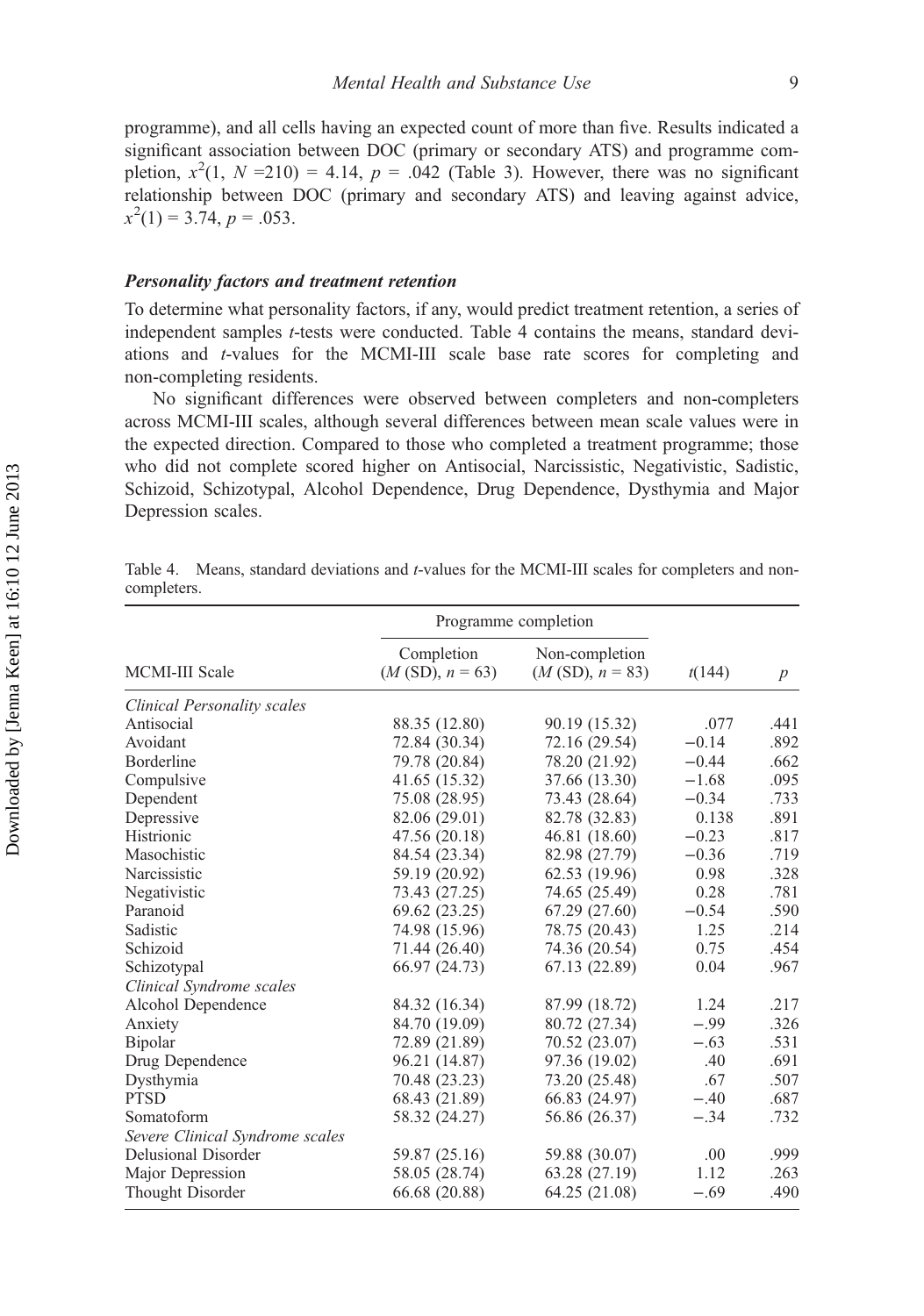programme), and all cells having an expected count of more than five. Results indicated a significant association between DOC (primary or secondary ATS) and programme completion, $x^2(1, N = 210) = 4.14$, $p = .042$ (Table 3). However, there was no significant relationship between DOC (primary and secondary ATS) and leaving against advice, $x^2(1) = 3.74$, $p = .053$.

### *Personality factors and treatment retention*

To determine what personality factors, if any, would predict treatment retention, a series of independent samples *t*-tests were conducted. Table 4 contains the means, standard deviations and *t*-values for the MCMI-III scale base rate scores for completing and non-completing residents.

No significant differences were observed between completers and non-completers across MCMI-III scales, although several differences between mean scale values were in the expected direction. Compared to those who completed a treatment programme; those who did not complete scored higher on Antisocial, Narcissistic, Negativistic, Sadistic, Schizoid, Schizotypal, Alcohol Dependence, Drug Dependence, Dysthymia and Major Depression scales.

Table 4. Means, standard deviations and *t*-values for the MCMI-III scales for completers and non-completers.

| | Programme completion | | | |
|---|---|---|---|---|
| MCMI-III Scale | Completion ($M$ (SD), $n = 63$) | Non-completion ($M$ (SD), $n = 83$) | $t(144)$ | $p$ |
| *Clinical Personality scales* | | | | |
| Antisocial | 88.35 (12.80) | 90.19 (15.32) | .077 | .441 |
| Avoidant | 72.84 (30.34) | 72.16 (29.54) | −0.14 | .892 |
| Borderline | 79.78 (20.84) | 78.20 (21.92) | −0.44 | .662 |
| Compulsive | 41.65 (15.32) | 37.66 (13.30) | −1.68 | .095 |
| Dependent | 75.08 (28.95) | 73.43 (28.64) | −0.34 | .733 |
| Depressive | 82.06 (29.01) | 82.78 (32.83) | 0.138 | .891 |
| Histrionic | 47.56 (20.18) | 46.81 (18.60) | −0.23 | .817 |
| Masochistic | 84.54 (23.34) | 82.98 (27.79) | −0.36 | .719 |
| Narcissistic | 59.19 (20.92) | 62.53 (19.96) | 0.98 | .328 |
| Negativistic | 73.43 (27.25) | 74.65 (25.49) | 0.28 | .781 |
| Paranoid | 69.62 (23.25) | 67.29 (27.60) | −0.54 | .590 |
| Sadistic | 74.98 (15.96) | 78.75 (20.43) | 1.25 | .214 |
| Schizoid | 71.44 (26.40) | 74.36 (20.54) | 0.75 | .454 |
| Schizotypal | 66.97 (24.73) | 67.13 (22.89) | 0.04 | .967 |
| *Clinical Syndrome scales* | | | | |
| Alcohol Dependence | 84.32 (16.34) | 87.99 (18.72) | 1.24 | .217 |
| Anxiety | 84.70 (19.09) | 80.72 (27.34) | −.99 | .326 |
| Bipolar | 72.89 (21.89) | 70.52 (23.07) | −.63 | .531 |
| Drug Dependence | 96.21 (14.87) | 97.36 (19.02) | .40 | .691 |
| Dysthymia | 70.48 (23.23) | 73.20 (25.48) | .67 | .507 |
| PTSD | 68.43 (21.89) | 66.83 (24.97) | −.40 | .687 |
| Somatoform | 58.32 (24.27) | 56.86 (26.37) | −.34 | .732 |
| *Severe Clinical Syndrome scales* | | | | |
| Delusional Disorder | 59.87 (25.16) | 59.88 (30.07) | .00 | .999 |
| Major Depression | 58.05 (28.74) | 63.28 (27.19) | 1.12 | .263 |
| Thought Disorder | 66.68 (20.88) | 64.25 (21.08) | −.69 | .490 |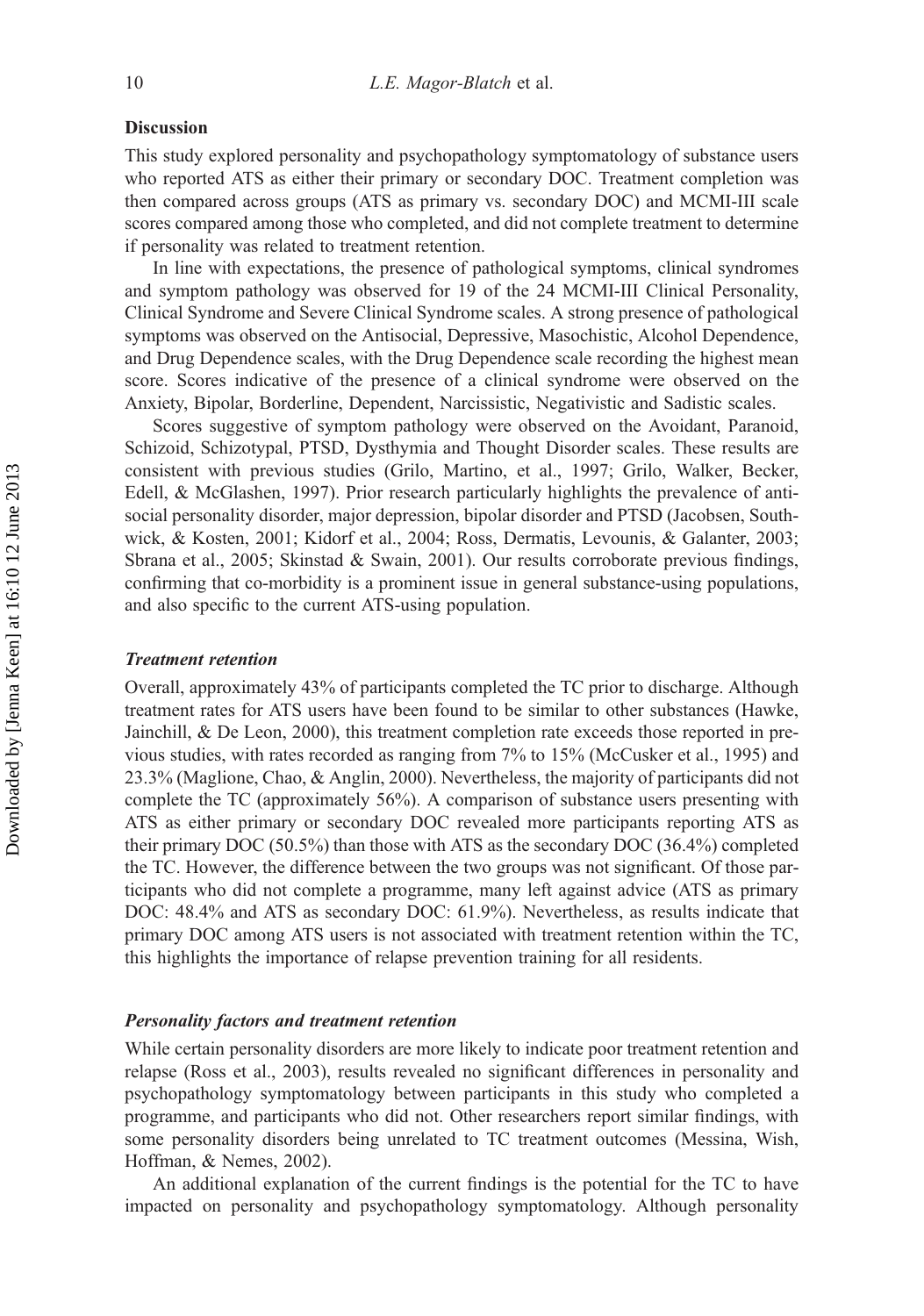### Discussion

This study explored personality and psychopathology symptomatology of substance users who reported ATS as either their primary or secondary DOC. Treatment completion was then compared across groups (ATS as primary vs. secondary DOC) and MCMI-III scale scores compared among those who completed, and did not complete treatment to determine if personality was related to treatment retention.

In line with expectations, the presence of pathological symptoms, clinical syndromes and symptom pathology was observed for 19 of the 24 MCMI-III Clinical Personality, Clinical Syndrome and Severe Clinical Syndrome scales. A strong presence of pathological symptoms was observed on the Antisocial, Depressive, Masochistic, Alcohol Dependence, and Drug Dependence scales, with the Drug Dependence scale recording the highest mean score. Scores indicative of the presence of a clinical syndrome were observed on the Anxiety, Bipolar, Borderline, Dependent, Narcissistic, Negativistic and Sadistic scales.

Scores suggestive of symptom pathology were observed on the Avoidant, Paranoid, Schizoid, Schizotypal, PTSD, Dysthymia and Thought Disorder scales. These results are consistent with previous studies (Grilo, Martino, et al., 1997; Grilo, Walker, Becker, Edell, & McGlashen, 1997). Prior research particularly highlights the prevalence of antisocial personality disorder, major depression, bipolar disorder and PTSD (Jacobsen, Southwick, & Kosten, 2001; Kidorf et al., 2004; Ross, Dermatis, Levounis, & Galanter, 2003; Sbrana et al., 2005; Skinstad & Swain, 2001). Our results corroborate previous findings, confirming that co-morbidity is a prominent issue in general substance-using populations, and also specific to the current ATS-using population.

#### *Treatment retention*

Overall, approximately 43% of participants completed the TC prior to discharge. Although treatment rates for ATS users have been found to be similar to other substances (Hawke, Jainchill, & De Leon, 2000), this treatment completion rate exceeds those reported in previous studies, with rates recorded as ranging from 7% to 15% (McCusker et al., 1995) and 23.3% (Maglione, Chao, & Anglin, 2000). Nevertheless, the majority of participants did not complete the TC (approximately 56%). A comparison of substance users presenting with ATS as either primary or secondary DOC revealed more participants reporting ATS as their primary DOC (50.5%) than those with ATS as the secondary DOC (36.4%) completed the TC. However, the difference between the two groups was not significant. Of those participants who did not complete a programme, many left against advice (ATS as primary DOC: 48.4% and ATS as secondary DOC: 61.9%). Nevertheless, as results indicate that primary DOC among ATS users is not associated with treatment retention within the TC, this highlights the importance of relapse prevention training for all residents.

#### *Personality factors and treatment retention*

While certain personality disorders are more likely to indicate poor treatment retention and relapse (Ross et al., 2003), results revealed no significant differences in personality and psychopathology symptomatology between participants in this study who completed a programme, and participants who did not. Other researchers report similar findings, with some personality disorders being unrelated to TC treatment outcomes (Messina, Wish, Hoffman, & Nemes, 2002).

An additional explanation of the current findings is the potential for the TC to have impacted on personality and psychopathology symptomatology. Although personality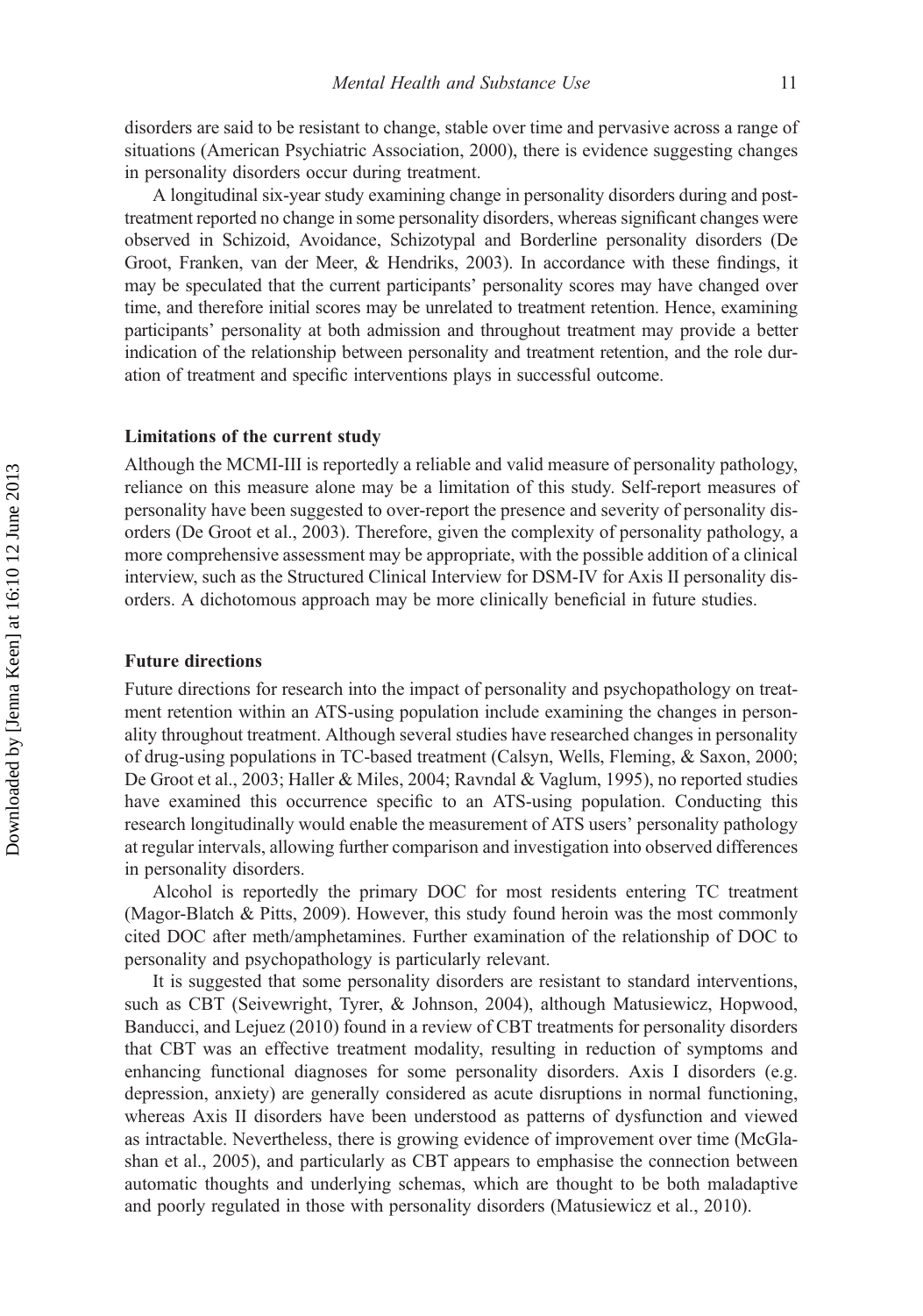disorders are said to be resistant to change, stable over time and pervasive across a range of situations (American Psychiatric Association, 2000), there is evidence suggesting changes in personality disorders occur during treatment.

A longitudinal six-year study examining change in personality disorders during and post-treatment reported no change in some personality disorders, whereas significant changes were observed in Schizoid, Avoidance, Schizotypal and Borderline personality disorders (De Groot, Franken, van der Meer, & Hendriks, 2003). In accordance with these findings, it may be speculated that the current participants' personality scores may have changed over time, and therefore initial scores may be unrelated to treatment retention. Hence, examining participants' personality at both admission and throughout treatment may provide a better indication of the relationship between personality and treatment retention, and the role duration of treatment and specific interventions plays in successful outcome.

### Limitations of the current study

Although the MCMI-III is reportedly a reliable and valid measure of personality pathology, reliance on this measure alone may be a limitation of this study. Self-report measures of personality have been suggested to over-report the presence and severity of personality disorders (De Groot et al., 2003). Therefore, given the complexity of personality pathology, a more comprehensive assessment may be appropriate, with the possible addition of a clinical interview, such as the Structured Clinical Interview for DSM-IV for Axis II personality disorders. A dichotomous approach may be more clinically beneficial in future studies.

### Future directions

Future directions for research into the impact of personality and psychopathology on treatment retention within an ATS-using population include examining the changes in personality throughout treatment. Although several studies have researched changes in personality of drug-using populations in TC-based treatment (Calsyn, Wells, Fleming, & Saxon, 2000; De Groot et al., 2003; Haller & Miles, 2004; Ravndal & Vaglum, 1995), no reported studies have examined this occurrence specific to an ATS-using population. Conducting this research longitudinally would enable the measurement of ATS users' personality pathology at regular intervals, allowing further comparison and investigation into observed differences in personality disorders.

Alcohol is reportedly the primary DOC for most residents entering TC treatment (Magor-Blatch & Pitts, 2009). However, this study found heroin was the most commonly cited DOC after meth/amphetamines. Further examination of the relationship of DOC to personality and psychopathology is particularly relevant.

It is suggested that some personality disorders are resistant to standard interventions, such as CBT (Seivewright, Tyrer, & Johnson, 2004), although Matusiewicz, Hopwood, Banducci, and Lejuez (2010) found in a review of CBT treatments for personality disorders that CBT was an effective treatment modality, resulting in reduction of symptoms and enhancing functional diagnoses for some personality disorders. Axis I disorders (e.g. depression, anxiety) are generally considered as acute disruptions in normal functioning, whereas Axis II disorders have been understood as patterns of dysfunction and viewed as intractable. Nevertheless, there is growing evidence of improvement over time (McGlashan et al., 2005), and particularly as CBT appears to emphasise the connection between automatic thoughts and underlying schemas, which are thought to be both maladaptive and poorly regulated in those with personality disorders (Matusiewicz et al., 2010).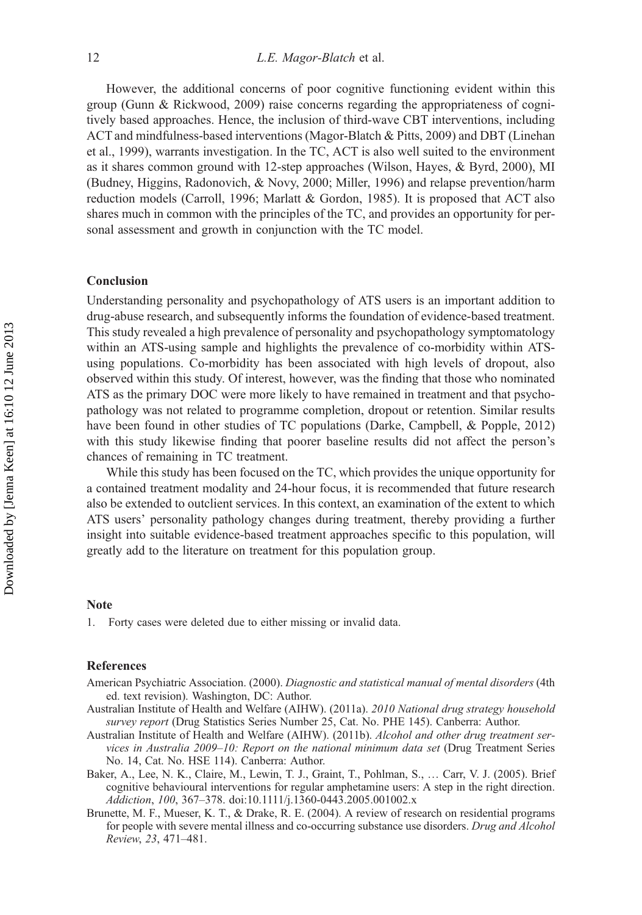However, the additional concerns of poor cognitive functioning evident within this group (Gunn & Rickwood, 2009) raise concerns regarding the appropriateness of cognitively based approaches. Hence, the inclusion of third-wave CBT interventions, including ACT and mindfulness-based interventions (Magor-Blatch & Pitts, 2009) and DBT (Linehan et al., 1999), warrants investigation. In the TC, ACT is also well suited to the environment as it shares common ground with 12-step approaches (Wilson, Hayes, & Byrd, 2000), MI (Budney, Higgins, Radonovich, & Novy, 2000; Miller, 1996) and relapse prevention/harm reduction models (Carroll, 1996; Marlatt & Gordon, 1985). It is proposed that ACT also shares much in common with the principles of the TC, and provides an opportunity for personal assessment and growth in conjunction with the TC model.

## Conclusion

Understanding personality and psychopathology of ATS users is an important addition to drug-abuse research, and subsequently informs the foundation of evidence-based treatment. This study revealed a high prevalence of personality and psychopathology symptomatology within an ATS-using sample and highlights the prevalence of co-morbidity within ATS-using populations. Co-morbidity has been associated with high levels of dropout, also observed within this study. Of interest, however, was the finding that those who nominated ATS as the primary DOC were more likely to have remained in treatment and that psychopathology was not related to programme completion, dropout or retention. Similar results have been found in other studies of TC populations (Darke, Campbell, & Popple, 2012) with this study likewise finding that poorer baseline results did not affect the person's chances of remaining in TC treatment.

While this study has been focused on the TC, which provides the unique opportunity for a contained treatment modality and 24-hour focus, it is recommended that future research also be extended to outclient services. In this context, an examination of the extent to which ATS users' personality pathology changes during treatment, thereby providing a further insight into suitable evidence-based treatment approaches specific to this population, will greatly add to the literature on treatment for this population group.

## Note

1. Forty cases were deleted due to either missing or invalid data.

## References

American Psychiatric Association. (2000). *Diagnostic and statistical manual of mental disorders* (4th ed. text revision). Washington, DC: Author.

Australian Institute of Health and Welfare (AIHW). (2011a). *2010 National drug strategy household survey report* (Drug Statistics Series Number 25, Cat. No. PHE 145). Canberra: Author.

Australian Institute of Health and Welfare (AIHW). (2011b). *Alcohol and other drug treatment services in Australia 2009–10: Report on the national minimum data set* (Drug Treatment Series No. 14, Cat. No. HSE 114). Canberra: Author.

Baker, A., Lee, N. K., Claire, M., Lewin, T. J., Graint, T., Pohlman, S., … Carr, V. J. (2005). Brief cognitive behavioural interventions for regular amphetamine users: A step in the right direction. *Addiction*, *100*, 367–378. doi:10.1111/j.1360-0443.2005.001002.x

Brunette, M. F., Mueser, K. T., & Drake, R. E. (2004). A review of research on residential programs for people with severe mental illness and co-occurring substance use disorders. *Drug and Alcohol Review*, *23*, 471–481.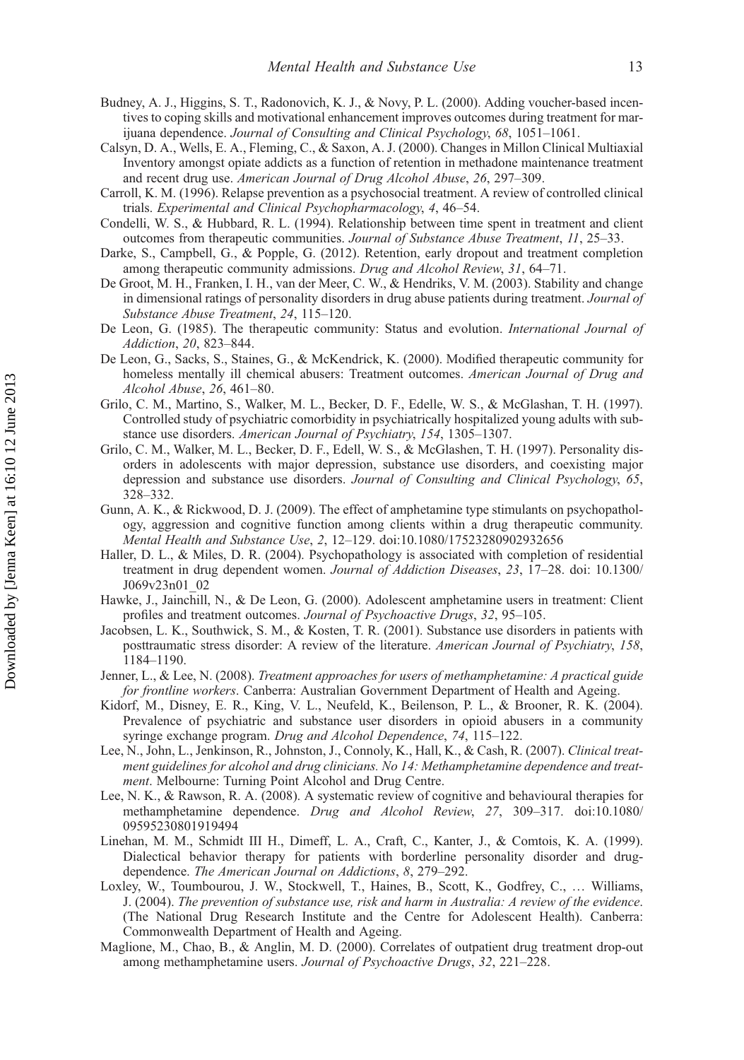Budney, A. J., Higgins, S. T., Radonovich, K. J., & Novy, P. L. (2000). Adding voucher-based incentives to coping skills and motivational enhancement improves outcomes during treatment for marijuana dependence. *Journal of Consulting and Clinical Psychology*, *68*, 1051–1061.

Calsyn, D. A., Wells, E. A., Fleming, C., & Saxon, A. J. (2000). Changes in Millon Clinical Multiaxial Inventory amongst opiate addicts as a function of retention in methadone maintenance treatment and recent drug use. *American Journal of Drug Alcohol Abuse*, *26*, 297–309.

Carroll, K. M. (1996). Relapse prevention as a psychosocial treatment. A review of controlled clinical trials. *Experimental and Clinical Psychopharmacology*, *4*, 46–54.

Condelli, W. S., & Hubbard, R. L. (1994). Relationship between time spent in treatment and client outcomes from therapeutic communities. *Journal of Substance Abuse Treatment*, *11*, 25–33.

Darke, S., Campbell, G., & Popple, G. (2012). Retention, early dropout and treatment completion among therapeutic community admissions. *Drug and Alcohol Review*, *31*, 64–71.

De Groot, M. H., Franken, I. H., van der Meer, C. W., & Hendriks, V. M. (2003). Stability and change in dimensional ratings of personality disorders in drug abuse patients during treatment. *Journal of Substance Abuse Treatment*, *24*, 115–120.

De Leon, G. (1985). The therapeutic community: Status and evolution. *International Journal of Addiction*, *20*, 823–844.

De Leon, G., Sacks, S., Staines, G., & McKendrick, K. (2000). Modified therapeutic community for homeless mentally ill chemical abusers: Treatment outcomes. *American Journal of Drug and Alcohol Abuse*, *26*, 461–80.

Grilo, C. M., Martino, S., Walker, M. L., Becker, D. F., Edelle, W. S., & McGlashan, T. H. (1997). Controlled study of psychiatric comorbidity in psychiatrically hospitalized young adults with substance use disorders. *American Journal of Psychiatry*, *154*, 1305–1307.

Grilo, C. M., Walker, M. L., Becker, D. F., Edell, W. S., & McGlashen, T. H. (1997). Personality disorders in adolescents with major depression, substance use disorders, and coexisting major depression and substance use disorders. *Journal of Consulting and Clinical Psychology*, *65*, 328–332.

Gunn, A. K., & Rickwood, D. J. (2009). The effect of amphetamine type stimulants on psychopathology, aggression and cognitive function among clients within a drug therapeutic community. *Mental Health and Substance Use*, *2*, 12–129. doi:10.1080/17523280902932656

Haller, D. L., & Miles, D. R. (2004). Psychopathology is associated with completion of residential treatment in drug dependent women. *Journal of Addiction Diseases*, *23*, 17–28. doi: 10.1300/J069v23n01_02

Hawke, J., Jainchill, N., & De Leon, G. (2000). Adolescent amphetamine users in treatment: Client profiles and treatment outcomes. *Journal of Psychoactive Drugs*, *32*, 95–105.

Jacobsen, L. K., Southwick, S. M., & Kosten, T. R. (2001). Substance use disorders in patients with posttraumatic stress disorder: A review of the literature. *American Journal of Psychiatry*, *158*, 1184–1190.

Jenner, L., & Lee, N. (2008). *Treatment approaches for users of methamphetamine: A practical guide for frontline workers*. Canberra: Australian Government Department of Health and Ageing.

Kidorf, M., Disney, E. R., King, V. L., Neufeld, K., Beilenson, P. L., & Brooner, R. K. (2004). Prevalence of psychiatric and substance user disorders in opioid abusers in a community syringe exchange program. *Drug and Alcohol Dependence*, *74*, 115–122.

Lee, N., John, L., Jenkinson, R., Johnston, J., Connoly, K., Hall, K., & Cash, R. (2007). *Clinical treatment guidelines for alcohol and drug clinicians. No 14: Methamphetamine dependence and treatment*. Melbourne: Turning Point Alcohol and Drug Centre.

Lee, N. K., & Rawson, R. A. (2008). A systematic review of cognitive and behavioural therapies for methamphetamine dependence. *Drug and Alcohol Review*, *27*, 309–317. doi:10.1080/09595230801919494

Linehan, M. M., Schmidt III H., Dimeff, L. A., Craft, C., Kanter, J., & Comtois, K. A. (1999). Dialectical behavior therapy for patients with borderline personality disorder and drug-dependence. *The American Journal on Addictions*, *8*, 279–292.

Loxley, W., Toumbourou, J. W., Stockwell, T., Haines, B., Scott, K., Godfrey, C., … Williams, J. (2004). *The prevention of substance use, risk and harm in Australia: A review of the evidence*. (The National Drug Research Institute and the Centre for Adolescent Health). Canberra: Commonwealth Department of Health and Ageing.

Maglione, M., Chao, B., & Anglin, M. D. (2000). Correlates of outpatient drug treatment drop-out among methamphetamine users. *Journal of Psychoactive Drugs*, *32*, 221–228.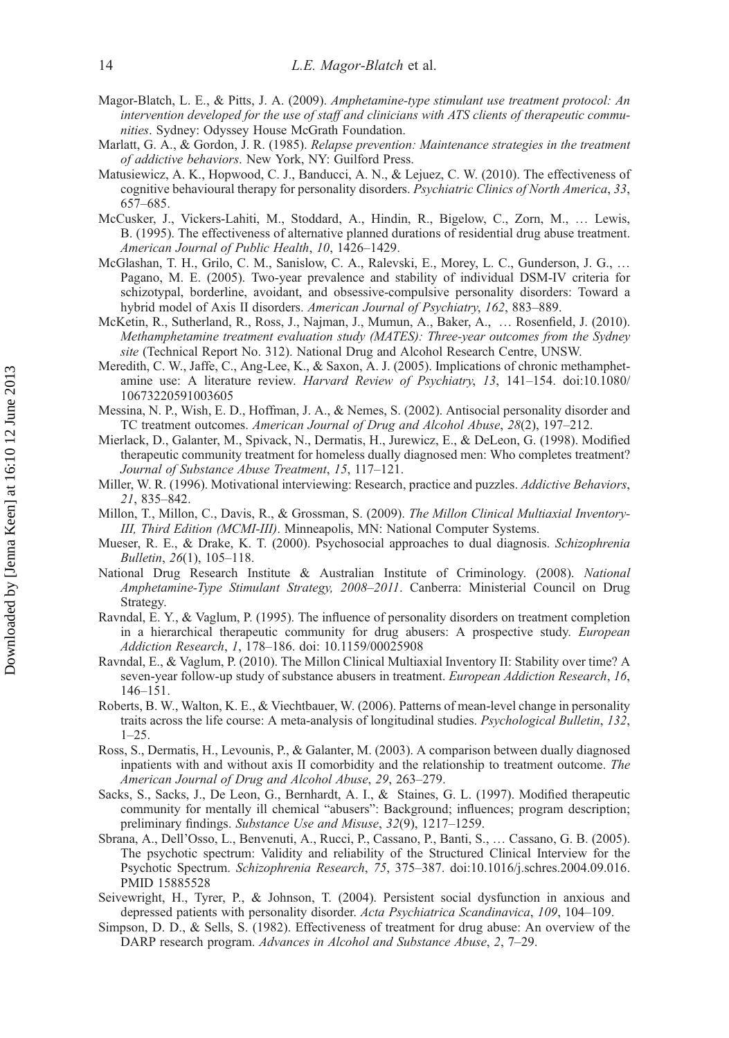Magor-Blatch, L. E., & Pitts, J. A. (2009). *Amphetamine-type stimulant use treatment protocol: An intervention developed for the use of staff and clinicians with ATS clients of therapeutic communities*. Sydney: Odyssey House McGrath Foundation.

Marlatt, G. A., & Gordon, J. R. (1985). *Relapse prevention: Maintenance strategies in the treatment of addictive behaviors*. New York, NY: Guilford Press.

Matusiewicz, A. K., Hopwood, C. J., Banducci, A. N., & Lejuez, C. W. (2010). The effectiveness of cognitive behavioural therapy for personality disorders. *Psychiatric Clinics of North America*, *33*, 657–685.

McCusker, J., Vickers-Lahiti, M., Stoddard, A., Hindin, R., Bigelow, C., Zorn, M., … Lewis, B. (1995). The effectiveness of alternative planned durations of residential drug abuse treatment. *American Journal of Public Health*, *10*, 1426–1429.

McGlashan, T. H., Grilo, C. M., Sanislow, C. A., Ralevski, E., Morey, L. C., Gunderson, J. G., … Pagano, M. E. (2005). Two-year prevalence and stability of individual DSM-IV criteria for schizotypal, borderline, avoidant, and obsessive-compulsive personality disorders: Toward a hybrid model of Axis II disorders. *American Journal of Psychiatry*, *162*, 883–889.

McKetin, R., Sutherland, R., Ross, J., Najman, J., Mumun, A., Baker, A., … Rosenfield, J. (2010). *Methamphetamine treatment evaluation study (MATES): Three-year outcomes from the Sydney site* (Technical Report No. 312). National Drug and Alcohol Research Centre, UNSW.

Meredith, C. W., Jaffe, C., Ang-Lee, K., & Saxon, A. J. (2005). Implications of chronic methamphetamine use: A literature review. *Harvard Review of Psychiatry*, *13*, 141–154. doi:10.1080/10673220591003605

Messina, N. P., Wish, E. D., Hoffman, J. A., & Nemes, S. (2002). Antisocial personality disorder and TC treatment outcomes. *American Journal of Drug and Alcohol Abuse*, *28*(2), 197–212.

Mierlack, D., Galanter, M., Spivack, N., Dermatis, H., Jurewicz, E., & DeLeon, G. (1998). Modified therapeutic community treatment for homeless dually diagnosed men: Who completes treatment? *Journal of Substance Abuse Treatment*, *15*, 117–121.

Miller, W. R. (1996). Motivational interviewing: Research, practice and puzzles. *Addictive Behaviors*, *21*, 835–842.

Millon, T., Millon, C., Davis, R., & Grossman, S. (2009). *The Millon Clinical Multiaxial Inventory-III, Third Edition (MCMI-III)*. Minneapolis, MN: National Computer Systems.

Mueser, R. E., & Drake, K. T. (2000). Psychosocial approaches to dual diagnosis. *Schizophrenia Bulletin*, *26*(1), 105–118.

National Drug Research Institute & Australian Institute of Criminology. (2008). *National Amphetamine-Type Stimulant Strategy, 2008–2011*. Canberra: Ministerial Council on Drug Strategy.

Ravndal, E. Y., & Vaglum, P. (1995). The influence of personality disorders on treatment completion in a hierarchical therapeutic community for drug abusers: A prospective study. *European Addiction Research*, *1*, 178–186. doi: 10.1159/00025908

Ravndal, E., & Vaglum, P. (2010). The Millon Clinical Multiaxial Inventory II: Stability over time? A seven-year follow-up study of substance abusers in treatment. *European Addiction Research*, *16*, 146–151.

Roberts, B. W., Walton, K. E., & Viechtbauer, W. (2006). Patterns of mean-level change in personality traits across the life course: A meta-analysis of longitudinal studies. *Psychological Bulletin*, *132*, 1–25.

Ross, S., Dermatis, H., Levounis, P., & Galanter, M. (2003). A comparison between dually diagnosed inpatients with and without axis II comorbidity and the relationship to treatment outcome. *The American Journal of Drug and Alcohol Abuse*, *29*, 263–279.

Sacks, S., Sacks, J., De Leon, G., Bernhardt, A. I., & Staines, G. L. (1997). Modified therapeutic community for mentally ill chemical "abusers": Background; influences; program description; preliminary findings. *Substance Use and Misuse*, *32*(9), 1217–1259.

Sbrana, A., Dell'Osso, L., Benvenuti, A., Rucci, P., Cassano, P., Banti, S., … Cassano, G. B. (2005). The psychotic spectrum: Validity and reliability of the Structured Clinical Interview for the Psychotic Spectrum. *Schizophrenia Research*, *75*, 375–387. doi:10.1016/j.schres.2004.09.016. PMID 15885528

Seivewright, H., Tyrer, P., & Johnson, T. (2004). Persistent social dysfunction in anxious and depressed patients with personality disorder. *Acta Psychiatrica Scandinavica*, *109*, 104–109.

Simpson, D. D., & Sells, S. (1982). Effectiveness of treatment for drug abuse: An overview of the DARP research program. *Advances in Alcohol and Substance Abuse*, *2*, 7–29.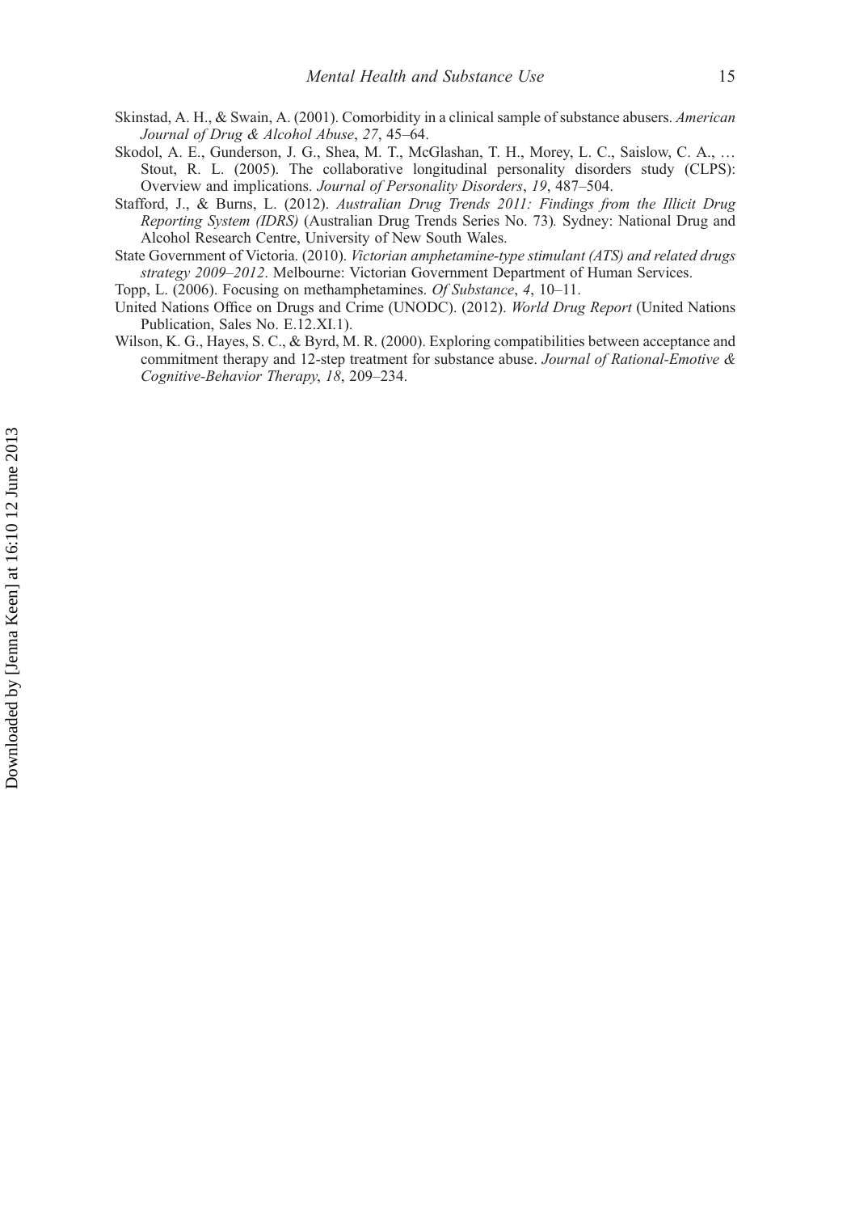Skinstad, A. H., & Swain, A. (2001). Comorbidity in a clinical sample of substance abusers. *American Journal of Drug & Alcohol Abuse*, *27*, 45–64.

Skodol, A. E., Gunderson, J. G., Shea, M. T., McGlashan, T. H., Morey, L. C., Saislow, C. A., … Stout, R. L. (2005). The collaborative longitudinal personality disorders study (CLPS): Overview and implications. *Journal of Personality Disorders*, *19*, 487–504.

Stafford, J., & Burns, L. (2012). *Australian Drug Trends 2011: Findings from the Illicit Drug Reporting System (IDRS)* (Australian Drug Trends Series No. 73). Sydney: National Drug and Alcohol Research Centre, University of New South Wales.

State Government of Victoria. (2010). *Victorian amphetamine-type stimulant (ATS) and related drugs strategy 2009–2012*. Melbourne: Victorian Government Department of Human Services.

Topp, L. (2006). Focusing on methamphetamines. *Of Substance*, *4*, 10–11.

United Nations Office on Drugs and Crime (UNODC). (2012). *World Drug Report* (United Nations Publication, Sales No. E.12.XI.1).

Wilson, K. G., Hayes, S. C., & Byrd, M. R. (2000). Exploring compatibilities between acceptance and commitment therapy and 12-step treatment for substance abuse. *Journal of Rational-Emotive & Cognitive-Behavior Therapy*, *18*, 209–234.